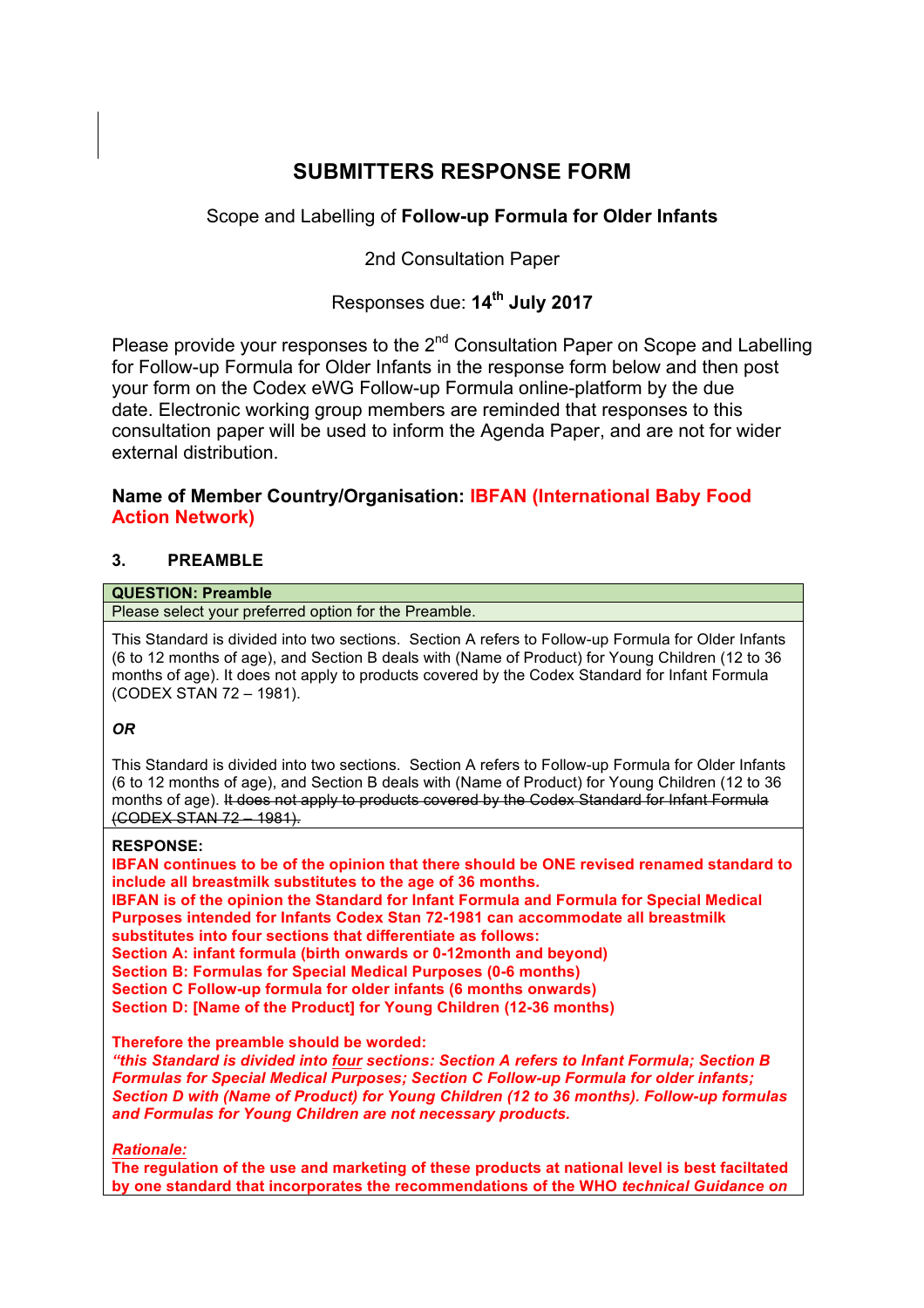# SUBMITTERS RESPONSE FORM

Scope and Labelling of **Follow-up Formula for Older Infants**

2nd Consultation Paper

Responses due: **14th July 2017**

Please provide your responses to the 2nd Consultation Paper on Scope and Labelling for Follow-up Formula for Older Infants in the response form below and then post your form on the Codex eWG Follow-up Formula online-platform by the due date. Electronic working group members are reminded that responses to this consultation paper will be used to inform the Agenda Paper, and are not for wider external distribution.

**Name of Member Country/Organisation: IBFAN (International Baby Food Action Network)**

## 3. PREAMBLE

| **QUESTION: Preamble** |
| --- |
| Please select your preferred option for the Preamble. |
| This Standard is divided into two sections. Section A refers to Follow-up Formula for Older Infants (6 to 12 months of age), and Section B deals with (Name of Product) for Young Children (12 to 36 months of age). It does not apply to products covered by the Codex Standard for Infant Formula (CODEX STAN 72 – 1981).<br><br>***OR***<br><br>This Standard is divided into two sections. Section A refers to Follow-up Formula for Older Infants (6 to 12 months of age), and Section B deals with (Name of Product) for Young Children (12 to 36 months of age). ~~It does not apply to products covered by the Codex Standard for Infant Formula (CODEX STAN 72 – 1981).~~ |
| **RESPONSE:**<br>**IBFAN continues to be of the opinion that there should be ONE revised renamed standard to include all breastmilk substitutes to the age of 36 months.**<br>**IBFAN is of the opinion the Standard for Infant Formula and Formula for Special Medical Purposes intended for Infants Codex Stan 72-1981 can accommodate all breastmilk substitutes into four sections that differentiate as follows:**<br>**Section A: infant formula (birth onwards or 0-12month and beyond)**<br>**Section B: Formulas for Special Medical Purposes (0-6 months)**<br>**Section C Follow-up formula for older infants (6 months onwards)**<br>**Section D: [Name of the Product] for Young Children (12-36 months)**<br><br>**Therefore the preamble should be worded:**<br>***"this Standard is divided into <u>four</u> sections: Section A refers to Infant Formula; Section B Formulas for Special Medical Purposes; Section C Follow-up Formula for older infants; Section D with (Name of Product) for Young Children (12 to 36 months). Follow-up formulas and Formulas for Young Children are not necessary products.***<br><br>***<u>Rationale:</u>***<br>**The regulation of the use and marketing of these products at national level is best faciltated by one standard that incorporates the recommendations of the WHO *technical Guidance on*** |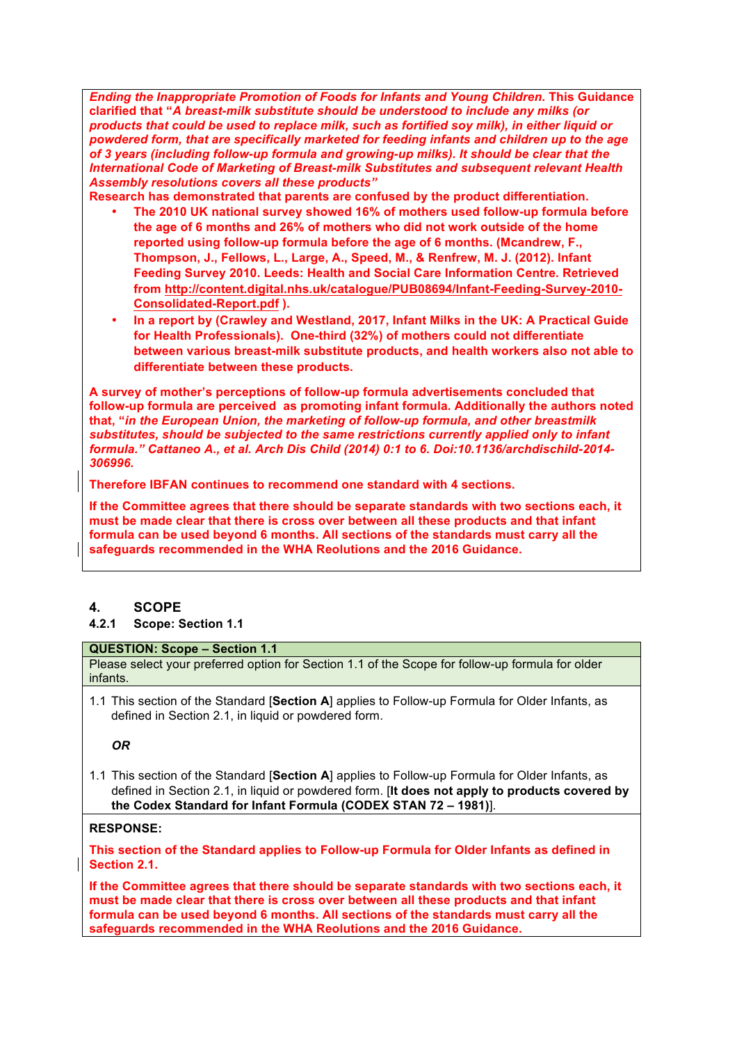***Ending the Inappropriate Promotion of Foods for Infants and Young Children*. This Guidance clarified that "*A breast-milk substitute should be understood to include any milks (or products that could be used to replace milk, such as fortified soy milk), in either liquid or powdered form, that are specifically marketed for feeding infants and children up to the age of 3 years (including follow-up formula and growing-up milks). It should be clear that the International Code of Marketing of Breast-milk Substitutes and subsequent relevant Health Assembly resolutions covers all these products*"**

**Research has demonstrated that parents are confused by the product differentiation.**

- **The 2010 UK national survey showed 16% of mothers used follow-up formula before the age of 6 months and 26% of mothers who did not work outside of the home reported using follow-up formula before the age of 6 months. (Mcandrew, F., Thompson, J., Fellows, L., Large, A., Speed, M., & Renfrew, M. J. (2012). Infant Feeding Survey 2010. Leeds: Health and Social Care Information Centre. Retrieved from http://content.digital.nhs.uk/catalogue/PUB08694/Infant-Feeding-Survey-2010-Consolidated-Report.pdf ).**
- **In a report by (Crawley and Westland, 2017, Infant Milks in the UK: A Practical Guide for Health Professionals). One-third (32%) of mothers could not differentiate between various breast-milk substitute products, and health workers also not able to differentiate between these products.**

**A survey of mother's perceptions of follow-up formula advertisements concluded that follow-up formula are perceived as promoting infant formula. Additionally the authors noted that, "*in the European Union, the marketing of follow-up formula, and other breastmilk substitutes, should be subjected to the same restrictions currently applied only to infant formula." Cattaneo A., et al. Arch Dis Child (2014) 0:1 to 6. Doi:10.1136/archdischild-2014-306996.***

**Therefore IBFAN continues to recommend one standard with 4 sections.**

**If the Committee agrees that there should be separate standards with two sections each, it must be made clear that there is cross over between all these products and that infant formula can be used beyond 6 months. All sections of the standards must carry all the safeguards recommended in the WHA Reolutions and the 2016 Guidance.**

## 4. SCOPE

### 4.2.1 Scope: Section 1.1

**QUESTION: Scope – Section 1.1**

Please select your preferred option for Section 1.1 of the Scope for follow-up formula for older infants.

1.1 This section of the Standard [**Section A**] applies to Follow-up Formula for Older Infants, as defined in Section 2.1, in liquid or powdered form.

***OR***

1.1 This section of the Standard [**Section A**] applies to Follow-up Formula for Older Infants, as defined in Section 2.1, in liquid or powdered form. [**It does not apply to products covered by the Codex Standard for Infant Formula (CODEX STAN 72 – 1981)**].

**RESPONSE:**

**This section of the Standard applies to Follow-up Formula for Older Infants as defined in Section 2.1.**

**If the Committee agrees that there should be separate standards with two sections each, it must be made clear that there is cross over between all these products and that infant formula can be used beyond 6 months. All sections of the standards must carry all the safeguards recommended in the WHA Reolutions and the 2016 Guidance.**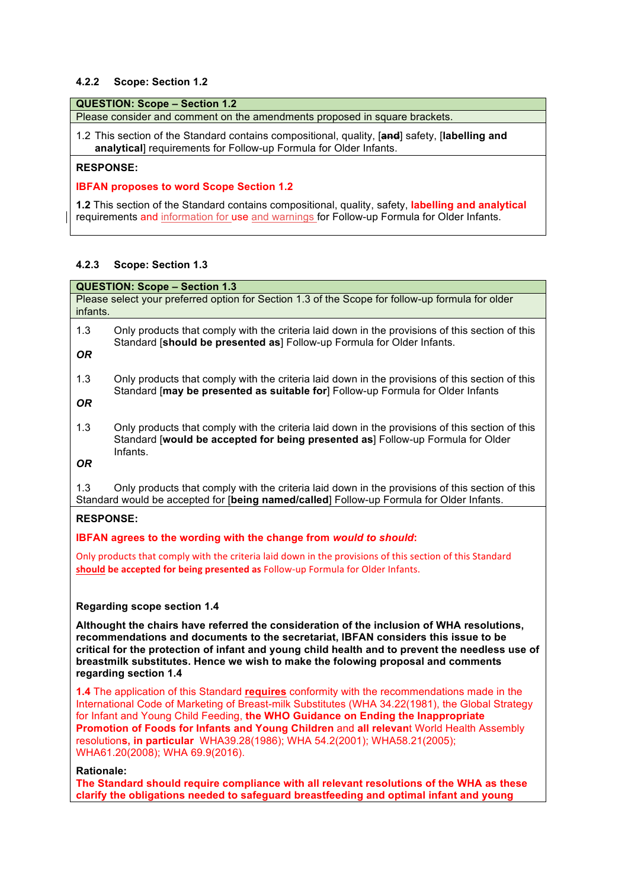#### 4.2.2 Scope: Section 1.2

**QUESTION: Scope – Section 1.2**

Please consider and comment on the amendments proposed in square brackets.

1.2 This section of the Standard contains compositional, quality, [~~and~~] safety, [**labelling and analytical**] requirements for Follow-up Formula for Older Infants.

**RESPONSE:**

**IBFAN proposes to word Scope Section 1.2**

**1.2** This section of the Standard contains compositional, quality, safety, **labelling and analytical** requirements and information for use and warnings for Follow-up Formula for Older Infants.

#### 4.2.3 Scope: Section 1.3

**QUESTION: Scope – Section 1.3**

Please select your preferred option for Section 1.3 of the Scope for follow-up formula for older infants.

1.3 Only products that comply with the criteria laid down in the provisions of this section of this Standard [**should be presented as**] Follow-up Formula for Older Infants.

***OR***

1.3 Only products that comply with the criteria laid down in the provisions of this section of this Standard [**may be presented as suitable for**] Follow-up Formula for Older Infants

***OR***

1.3 Only products that comply with the criteria laid down in the provisions of this section of this Standard [**would be accepted for being presented as**] Follow-up Formula for Older Infants.

***OR***

1.3 Only products that comply with the criteria laid down in the provisions of this section of this Standard would be accepted for [**being named/called**] Follow-up Formula for Older Infants.

**RESPONSE:**

**IBFAN agrees to the wording with the change from *would to should*:**

Only products that comply with the criteria laid down in the provisions of this section of this Standard **should be accepted for being presented as** Follow-up Formula for Older Infants.

**Regarding scope section 1.4**

**Althought the chairs have referred the consideration of the inclusion of WHA resolutions, recommendations and documents to the secretariat, IBFAN considers this issue to be critical for the protection of infant and young child health and to prevent the needless use of breastmilk substitutes. Hence we wish to make the folowing proposal and comments regarding section 1.4**

**1.4** The application of this Standard **requires** conformity with the recommendations made in the International Code of Marketing of Breast-milk Substitutes (WHA 34.22(1981), the Global Strategy for Infant and Young Child Feeding, **the WHO Guidance on Ending the Inappropriate Promotion of Foods for Infants and Young Children** and **all relevant** World Health Assembly resolution**s, in particular** WHA39.28(1986); WHA 54.2(2001); WHA58.21(2005); WHA61.20(2008); WHA 69.9(2016).

**Rationale:**

**The Standard should require compliance with all relevant resolutions of the WHA as these clarify the obligations needed to safeguard breastfeeding and optimal infant and young**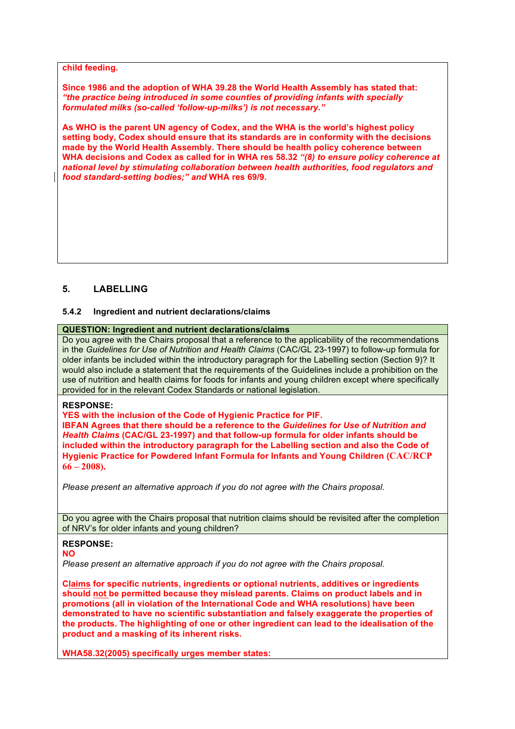**child feeding.**

**Since 1986 and the adoption of WHA 39.28 the World Health Assembly has stated that: *"the practice being introduced in some counties of providing infants with specially formulated milks (so-called 'follow-up-milks') is not necessary."***

**As WHO is the parent UN agency of Codex, and the WHA is the world's highest policy setting body, Codex should ensure that its standards are in conformity with the decisions made by the World Health Assembly. There should be health policy coherence between WHA decisions and Codex as called for in WHA res 58.32 *"(8) to ensure policy coherence at national level by stimulating collaboration between health authorities, food regulators and food standard-setting bodies;" and* WHA res 69/9.**

## 5. LABELLING

### 5.4.2 Ingredient and nutrient declarations/claims

**QUESTION: Ingredient and nutrient declarations/claims**

Do you agree with the Chairs proposal that a reference to the applicability of the recommendations in the *Guidelines for Use of Nutrition and Health Claims* (CAC/GL 23-1997) to follow-up formula for older infants be included within the introductory paragraph for the Labelling section (Section 9)? It would also include a statement that the requirements of the Guidelines include a prohibition on the use of nutrition and health claims for foods for infants and young children except where specifically provided for in the relevant Codex Standards or national legislation.

**RESPONSE:**

**YES with the inclusion of the Code of Hygienic Practice for PIF.**
**IBFAN Agrees that there should be a reference to the *Guidelines for Use of Nutrition and Health Claims* (CAC/GL 23-1997) and that follow-up formula for older infants should be included within the introductory paragraph for the Labelling section and also the Code of Hygienic Practice for Powdered Infant Formula for Infants and Young Children (CAC/RCP 66 – 2008).**

*Please present an alternative approach if you do not agree with the Chairs proposal.*

Do you agree with the Chairs proposal that nutrition claims should be revisited after the completion of NRV's for older infants and young children?

**RESPONSE:**

**NO**

*Please present an alternative approach if you do not agree with the Chairs proposal.*

**Claims for specific nutrients, ingredients or optional nutrients, additives or ingredients should not be permitted because they mislead parents. Claims on product labels and in promotions (all in violation of the International Code and WHA resolutions) have been demonstrated to have no scientific substantiation and falsely exaggerate the properties of the products. The highlighting of one or other ingredient can lead to the idealisation of the product and a masking of its inherent risks.**

**WHA58.32(2005) specifically urges member states:**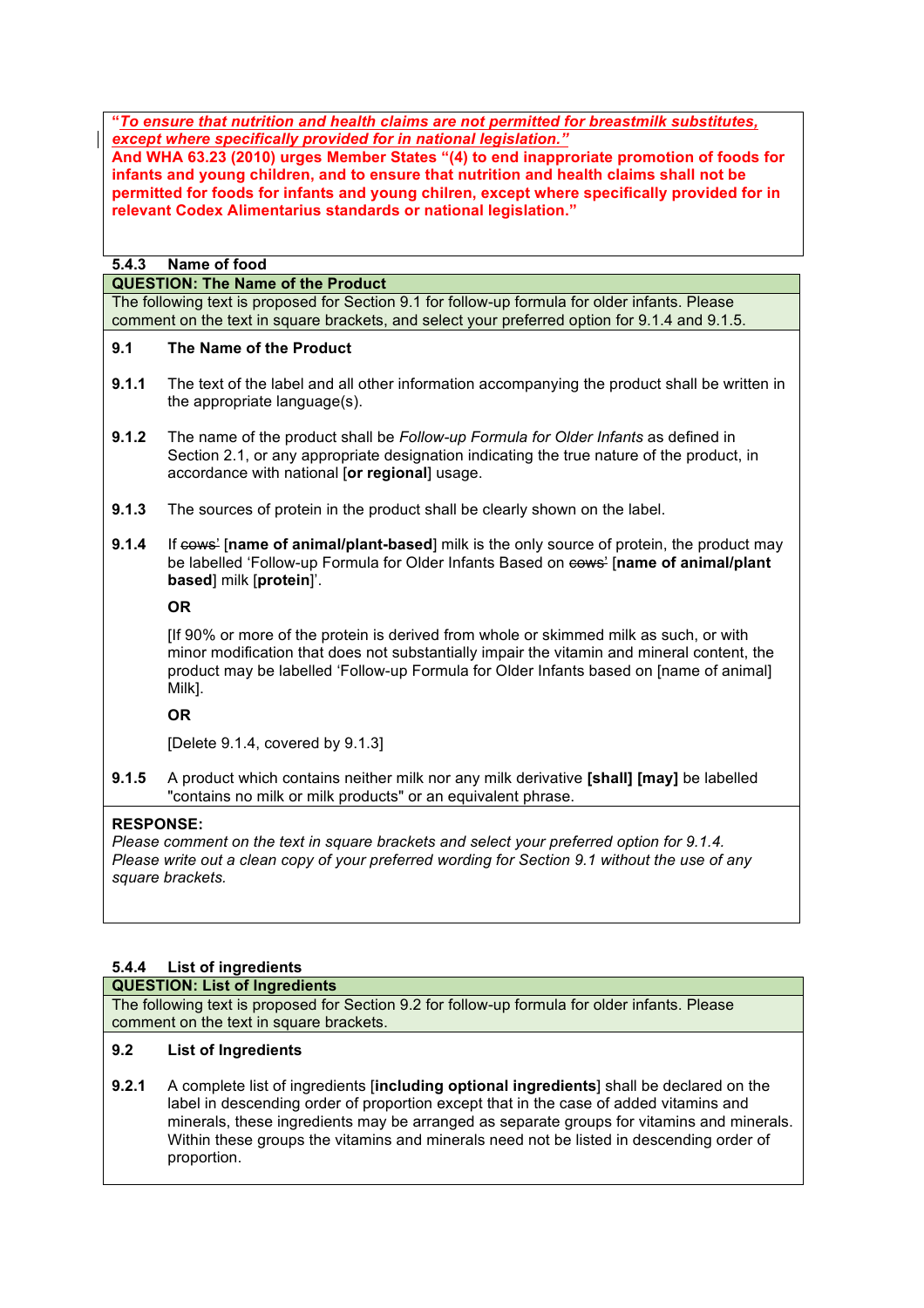"***To ensure that nutrition and health claims are not permitted for breastmilk substitutes, except where specifically provided for in national legislation.***"
**And WHA 63.23 (2010) urges Member States "(4) to end inappropriate promotion of foods for infants and young children, and to ensure that nutrition and health claims shall not be permitted for foods for infants and young chilren, except where specifically provided for in relevant Codex Alimentarius standards or national legislation."**

### 5.4.3 Name of food

**QUESTION: The Name of the Product**

The following text is proposed for Section 9.1 for follow-up formula for older infants. Please comment on the text in square brackets, and select your preferred option for 9.1.4 and 9.1.5.

**9.1 The Name of the Product**

**9.1.1** The text of the label and all other information accompanying the product shall be written in the appropriate language(s).

**9.1.2** The name of the product shall be *Follow-up Formula for Older Infants* as defined in Section 2.1, or any appropriate designation indicating the true nature of the product, in accordance with national [**or regional**] usage.

**9.1.3** The sources of protein in the product shall be clearly shown on the label.

**9.1.4** If ~~cows'~~ [**name of animal/plant-based**] milk is the only source of protein, the product may be labelled 'Follow-up Formula for Older Infants Based on ~~cows'~~ [**name of animal/plant based**] milk [**protein**]'.

**OR**

[If 90% or more of the protein is derived from whole or skimmed milk as such, or with minor modification that does not substantially impair the vitamin and mineral content, the product may be labelled 'Follow-up Formula for Older Infants based on [name of animal] Milk].

**OR**

[Delete 9.1.4, covered by 9.1.3]

**9.1.5** A product which contains neither milk nor any milk derivative **[shall] [may]** be labelled "contains no milk or milk products" or an equivalent phrase.

**RESPONSE:**
*Please comment on the text in square brackets and select your preferred option for 9.1.4. Please write out a clean copy of your preferred wording for Section 9.1 without the use of any square brackets.*

### 5.4.4 List of ingredients

**QUESTION: List of Ingredients**

The following text is proposed for Section 9.2 for follow-up formula for older infants. Please comment on the text in square brackets.

**9.2 List of Ingredients**

**9.2.1** A complete list of ingredients [**including optional ingredients**] shall be declared on the label in descending order of proportion except that in the case of added vitamins and minerals, these ingredients may be arranged as separate groups for vitamins and minerals. Within these groups the vitamins and minerals need not be listed in descending order of proportion.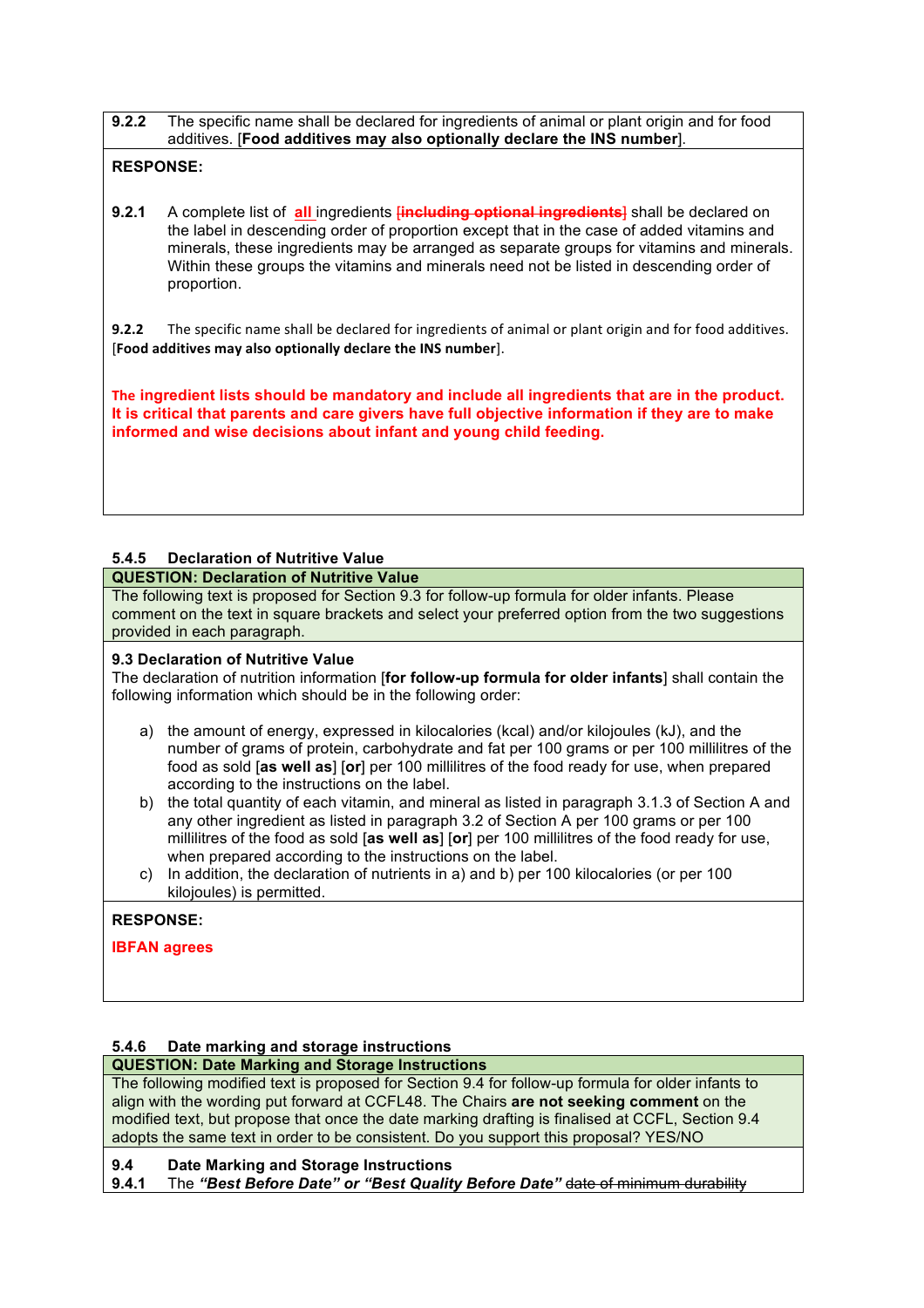**9.2.2** The specific name shall be declared for ingredients of animal or plant origin and for food additives. [**Food additives may also optionally declare the INS number**].

**RESPONSE:**

**9.2.1** A complete list of <u>all</u> ingredients ~~[including optional ingredients]~~ shall be declared on the label in descending order of proportion except that in the case of added vitamins and minerals, these ingredients may be arranged as separate groups for vitamins and minerals. Within these groups the vitamins and minerals need not be listed in descending order of proportion.

**9.2.2** The specific name shall be declared for ingredients of animal or plant origin and for food additives. [**Food additives may also optionally declare the INS number**].

**The ingredient lists should be mandatory and include all ingredients that are in the product. It is critical that parents and care givers have full objective information if they are to make informed and wise decisions about infant and young child feeding.**

### 5.4.5 Declaration of Nutritive Value

**QUESTION: Declaration of Nutritive Value**

The following text is proposed for Section 9.3 for follow-up formula for older infants. Please comment on the text in square brackets and select your preferred option from the two suggestions provided in each paragraph.

**9.3 Declaration of Nutritive Value**

The declaration of nutrition information [**for follow-up formula for older infants**] shall contain the following information which should be in the following order:

a) the amount of energy, expressed in kilocalories (kcal) and/or kilojoules (kJ), and the number of grams of protein, carbohydrate and fat per 100 grams or per 100 millilitres of the food as sold [**as well as**] [**or**] per 100 millilitres of the food ready for use, when prepared according to the instructions on the label.

b) the total quantity of each vitamin, and mineral as listed in paragraph 3.1.3 of Section A and any other ingredient as listed in paragraph 3.2 of Section A per 100 grams or per 100 millilitres of the food as sold [**as well as**] [**or**] per 100 millilitres of the food ready for use, when prepared according to the instructions on the label.

c) In addition, the declaration of nutrients in a) and b) per 100 kilocalories (or per 100 kilojoules) is permitted.

**RESPONSE:**

**IBFAN agrees**

### 5.4.6 Date marking and storage instructions

**QUESTION: Date Marking and Storage Instructions**

The following modified text is proposed for Section 9.4 for follow-up formula for older infants to align with the wording put forward at CCFL48. The Chairs **are not seeking comment** on the modified text, but propose that once the date marking drafting is finalised at CCFL, Section 9.4 adopts the same text in order to be consistent. Do you support this proposal? YES/NO

**9.4 Date Marking and Storage Instructions**

**9.4.1** The ***"Best Before Date" or "Best Quality Before Date"*** ~~date of minimum durability~~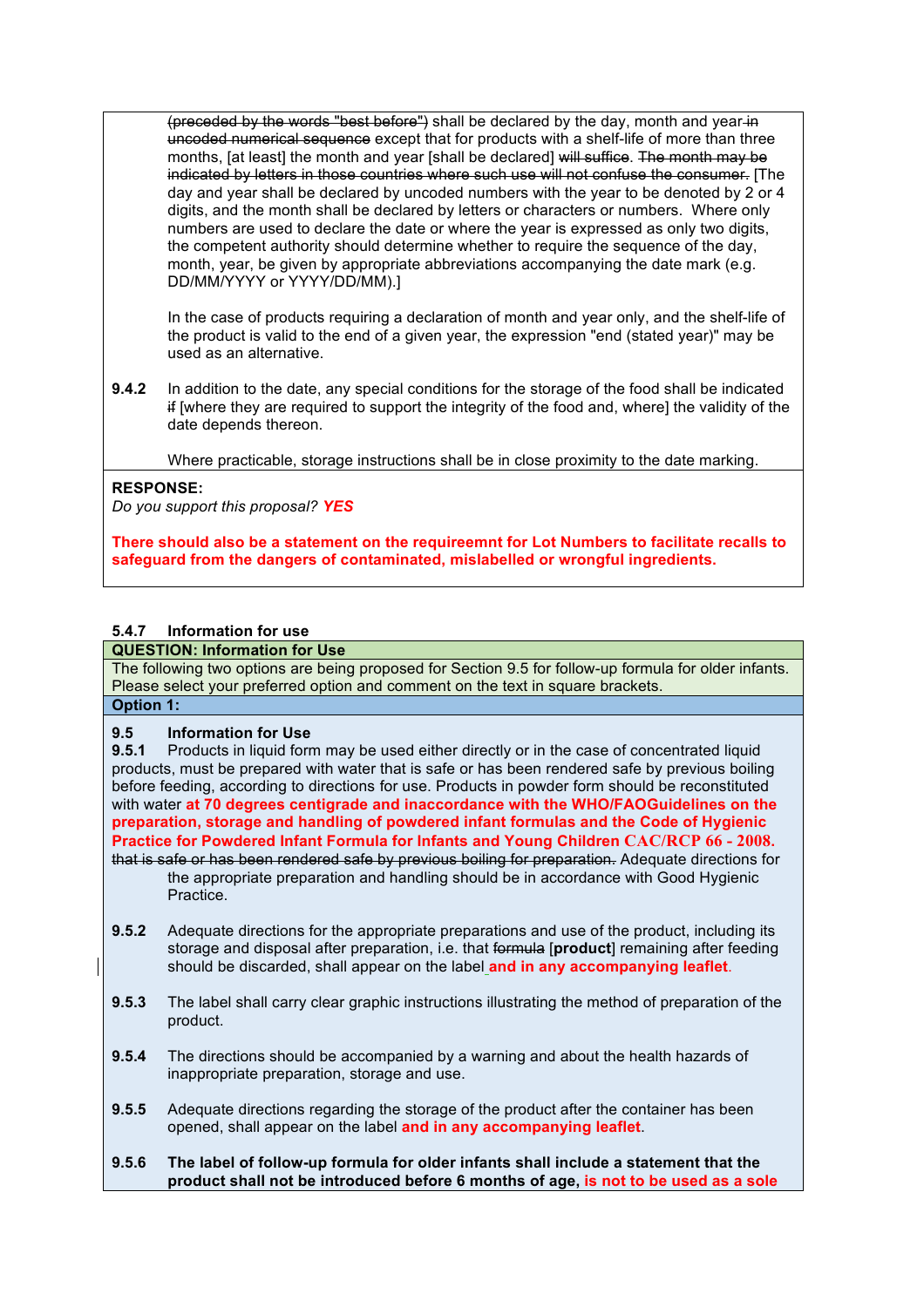~~(preceded by the words "best before")~~ shall be declared by the day, month and year ~~in uncoded numerical sequence~~ except that for products with a shelf-life of more than three months, [at least] the month and year [shall be declared] ~~will suffice~~. ~~The month may be indicated by letters in those countries where such use will not confuse the consumer.~~ [The day and year shall be declared by uncoded numbers with the year to be denoted by 2 or 4 digits, and the month shall be declared by letters or characters or numbers. Where only numbers are used to declare the date or where the year is expressed as only two digits, the competent authority should determine whether to require the sequence of the day, month, year, be given by appropriate abbreviations accompanying the date mark (e.g. DD/MM/YYYY or YYYY/DD/MM).]

In the case of products requiring a declaration of month and year only, and the shelf-life of the product is valid to the end of a given year, the expression "end (stated year)" may be used as an alternative.

**9.4.2** In addition to the date, any special conditions for the storage of the food shall be indicated ~~if~~ [where they are required to support the integrity of the food and, where] the validity of the date depends thereon.

Where practicable, storage instructions shall be in close proximity to the date marking.

**RESPONSE:**

*Do you support this proposal?* ***YES***

**There should also be a statement on the requireemnt for Lot Numbers to facilitate recalls to safeguard from the dangers of contaminated, mislabelled or wrongful ingredients.**

### 5.4.7 Information for use

**QUESTION: Information for Use**

The following two options are being proposed for Section 9.5 for follow-up formula for older infants. Please select your preferred option and comment on the text in square brackets.

**Option 1:**

**9.5 Information for Use**

**9.5.1** Products in liquid form may be used either directly or in the case of concentrated liquid products, must be prepared with water that is safe or has been rendered safe by previous boiling before feeding, according to directions for use. Products in powder form should be reconstituted with water **at 70 degrees centigrade and inaccordance with the WHO/FAOGuidelines on the preparation, storage and handling of powdered infant formulas and the Code of Hygienic Practice for Powdered Infant Formula for Infants and Young Children CAC/RCP 66 - 2008.** ~~that is safe or has been rendered safe by previous boiling for preparation.~~ Adequate directions for the appropriate preparation and handling should be in accordance with Good Hygienic Practice.

**9.5.2** Adequate directions for the appropriate preparations and use of the product, including its storage and disposal after preparation, i.e. that ~~formula~~ [**product**] remaining after feeding should be discarded, shall appear on the label **and in any accompanying leaflet**.

**9.5.3** The label shall carry clear graphic instructions illustrating the method of preparation of the product.

**9.5.4** The directions should be accompanied by a warning and about the health hazards of inappropriate preparation, storage and use.

**9.5.5** Adequate directions regarding the storage of the product after the container has been opened, shall appear on the label **and in any accompanying leaflet**.

**9.5.6** **The label of follow-up formula for older infants shall include a statement that the product shall not be introduced before 6 months of age, is not to be used as a sole**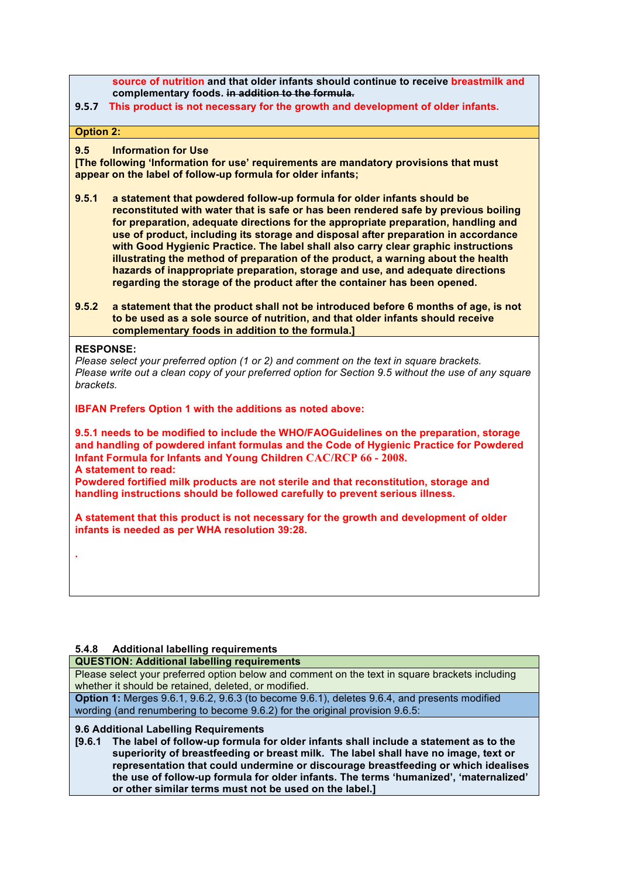**source of nutrition and that older infants should continue to receive breastmilk and complementary foods.** ~~**in addition to the formula.**~~

**9.5.7 This product is not necessary for the growth and development of older infants.**

**Option 2:**

**9.5 Information for Use**

**[The following 'Information for use' requirements are mandatory provisions that must appear on the label of follow-up formula for older infants;**

**9.5.1 a statement that powdered follow-up formula for older infants should be reconstituted with water that is safe or has been rendered safe by previous boiling for preparation, adequate directions for the appropriate preparation, handling and use of product, including its storage and disposal after preparation in accordance with Good Hygienic Practice. The label shall also carry clear graphic instructions illustrating the method of preparation of the product, a warning about the health hazards of inappropriate preparation, storage and use, and adequate directions regarding the storage of the product after the container has been opened.**

**9.5.2 a statement that the product shall not be introduced before 6 months of age, is not to be used as a sole source of nutrition, and that older infants should receive complementary foods in addition to the formula.]**

**RESPONSE:**

*Please select your preferred option (1 or 2) and comment on the text in square brackets.*
*Please write out a clean copy of your preferred option for Section 9.5 without the use of any square brackets.*

**IBFAN Prefers Option 1 with the additions as noted above:**

**9.5.1 needs to be modified to include the WHO/FAOGuidelines on the preparation, storage and handling of powdered infant formulas and the Code of Hygienic Practice for Powdered Infant Formula for Infants and Young Children CAC/RCP 66 - 2008.**
**A statement to read:**
**Powdered fortified milk products are not sterile and that reconstitution, storage and handling instructions should be followed carefully to prevent serious illness.**

**A statement that this product is not necessary for the growth and development of older infants is needed as per WHA resolution 39:28.**

.

**5.4.8 Additional labelling requirements**

**QUESTION: Additional labelling requirements**

Please select your preferred option below and comment on the text in square brackets including whether it should be retained, deleted, or modified.

**Option 1:** Merges 9.6.1, 9.6.2, 9.6.3 (to become 9.6.1), deletes 9.6.4, and presents modified wording (and renumbering to become 9.6.2) for the original provision 9.6.5:

**9.6 Additional Labelling Requirements**

**[9.6.1 The label of follow-up formula for older infants shall include a statement as to the superiority of breastfeeding or breast milk. The label shall have no image, text or representation that could undermine or discourage breastfeeding or which idealises the use of follow-up formula for older infants. The terms 'humanized', 'maternalized' or other similar terms must not be used on the label.]**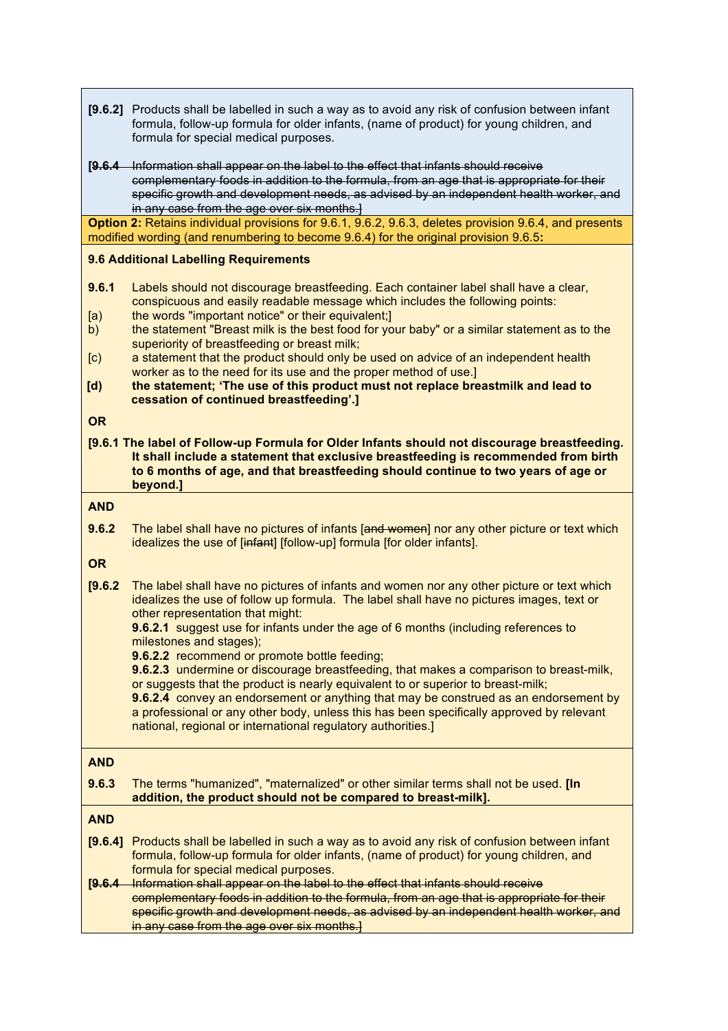**[9.6.2]** Products shall be labelled in such a way as to avoid any risk of confusion between infant formula, follow-up formula for older infants, (name of product) for young children, and formula for special medical purposes.

~~[9.6.4 Information shall appear on the label to the effect that infants should receive complementary foods in addition to the formula, from an age that is appropriate for their specific growth and development needs, as advised by an independent health worker, and in any case from the age over six months.]~~

**Option 2:** Retains individual provisions for 9.6.1, 9.6.2, 9.6.3, deletes provision 9.6.4, and presents modified wording (and renumbering to become 9.6.4) for the original provision 9.6.5**:**

**9.6 Additional Labelling Requirements**

**9.6.1** Labels should not discourage breastfeeding. Each container label shall have a clear, conspicuous and easily readable message which includes the following points:

[a) the words "important notice" or their equivalent;]

b) the statement "Breast milk is the best food for your baby" or a similar statement as to the superiority of breastfeeding or breast milk;

[c) a statement that the product should only be used on advice of an independent health worker as to the need for its use and the proper method of use.]

**[d) the statement; 'The use of this product must not replace breastmilk and lead to cessation of continued breastfeeding'.]**

**OR**

**[9.6.1 The label of Follow-up Formula for Older Infants should not discourage breastfeeding. It shall include a statement that exclusive breastfeeding is recommended from birth to 6 months of age, and that breastfeeding should continue to two years of age or beyond.]**

**AND**

**9.6.2** The label shall have no pictures of infants [~~and women~~] nor any other picture or text which idealizes the use of [~~infant~~] [follow-up] formula [for older infants].

**OR**

**[9.6.2** The label shall have no pictures of infants and women nor any other picture or text which idealizes the use of follow up formula. The label shall have no pictures images, text or other representation that might:

**9.6.2.1** suggest use for infants under the age of 6 months (including references to milestones and stages);

**9.6.2.2** recommend or promote bottle feeding;

**9.6.2.3** undermine or discourage breastfeeding, that makes a comparison to breast-milk, or suggests that the product is nearly equivalent to or superior to breast-milk;

**9.6.2.4** convey an endorsement or anything that may be construed as an endorsement by a professional or any other body, unless this has been specifically approved by relevant national, regional or international regulatory authorities.]

**AND**

**9.6.3** The terms "humanized", "maternalized" or other similar terms shall not be used. **[In addition, the product should not be compared to breast-milk].**

**AND**

**[9.6.4]** Products shall be labelled in such a way as to avoid any risk of confusion between infant formula, follow-up formula for older infants, (name of product) for young children, and formula for special medical purposes.

~~[9.6.4 Information shall appear on the label to the effect that infants should receive complementary foods in addition to the formula, from an age that is appropriate for their specific growth and development needs, as advised by an independent health worker, and in any case from the age over six months.]~~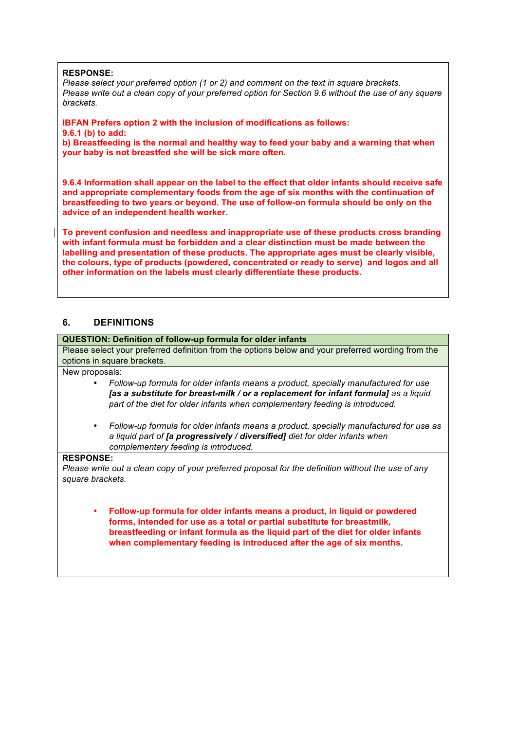**RESPONSE:**

*Please select your preferred option (1 or 2) and comment on the text in square brackets.*
*Please write out a clean copy of your preferred option for Section 9.6 without the use of any square brackets.*

**IBFAN Prefers option 2 with the inclusion of modifications as follows:**
**9.6.1 (b) to add:**
**b) Breastfeeding is the normal and healthy way to feed your baby and a warning that when your baby is not breastfed she will be sick more often.**

**9.6.4 Information shall appear on the label to the effect that older infants should receive safe and appropriate complementary foods from the age of six months with the continuation of breastfeeding to two years or beyond. The use of follow-on formula should be only on the advice of an independent health worker.**

**To prevent confusion and needless and inappropriate use of these products cross branding with infant formula must be forbidden and a clear distinction must be made between the labelling and presentation of these products. The appropriate ages must be clearly visible, the colours, type of products (powdered, concentrated or ready to serve) and logos and all other information on the labels must clearly differentiate these products.**

## 6. DEFINITIONS

**QUESTION: Definition of follow-up formula for older infants**

Please select your preferred definition from the options below and your preferred wording from the options in square brackets.

New proposals:

- *Follow-up formula for older infants means a product, specially manufactured for use **[as a substitute for breast-milk / or a replacement for infant formula]** as a liquid part of the diet for older infants when complementary feeding is introduced.*

- *Follow-up formula for older infants means a product, specially manufactured for use as a liquid part of **[a progressively / diversified]** diet for older infants when complementary feeding is introduced.*

**RESPONSE:**

*Please write out a clean copy of your preferred proposal for the definition without the use of any square brackets.*

- **Follow-up formula for older infants means a product, in liquid or powdered forms, intended for use as a total or partial substitute for breastmilk, breastfeeding or infant formula as the liquid part of the diet for older infants when complementary feeding is introduced after the age of six months.**